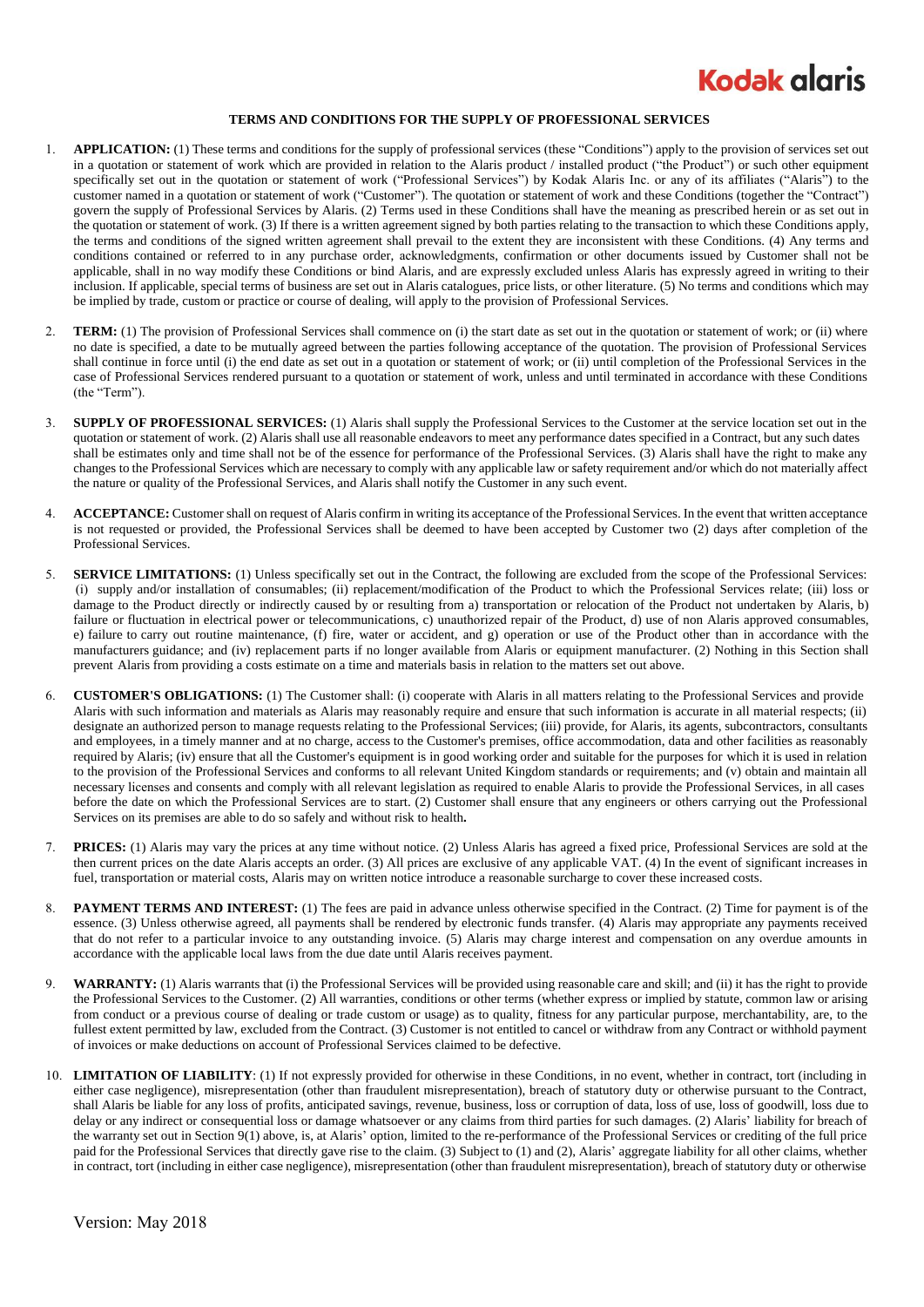# TERMS AND CONDITIONS FOR THE SUPPLY OF PROFESSIONAL SERVICES

1. **APPLICATION:** (1) These terms and conditions for the supply of professional services (these "Conditions") apply to the provision of services set out in a quotation or statement of work which are provided in relation to the Alaris product / installed product ("the Product") or such other equipment specifically set out in the quotation or statement of work ("Professional Services") by Kodak Alaris Inc. or any of its affiliates ("Alaris") to the customer named in a quotation or statement of work ("Customer"). The quotation or statement of work and these Conditions (together the "Contract") govern the supply of Professional Services by Alaris. (2) Terms used in these Conditions shall have the meaning as prescribed herein or as set out in the quotation or statement of work. (3) If there is a written agreement signed by both parties relating to the transaction to which these Conditions apply, the terms and conditions of the signed written agreement shall prevail to the extent they are inconsistent with these Conditions. (4) Any terms and conditions contained or referred to in any purchase order, acknowledgments, confirmation or other documents issued by Customer shall not be applicable, shall in no way modify these Conditions or bind Alaris, and are expressly excluded unless Alaris has expressly agreed in writing to their inclusion. If applicable, special terms of business are set out in Alaris catalogues, price lists, or other literature. (5) No terms and conditions which may be implied by trade, custom or practice or course of dealing, will apply to the provision of Professional Services.

2. **TERM:** (1) The provision of Professional Services shall commence on (i) the start date as set out in the quotation or statement of work; or (ii) where no date is specified, a date to be mutually agreed between the parties following acceptance of the quotation. The provision of Professional Services shall continue in force until (i) the end date as set out in a quotation or statement of work; or (ii) until completion of the Professional Services in the case of Professional Services rendered pursuant to a quotation or statement of work, unless and until terminated in accordance with these Conditions (the "Term").

3. **SUPPLY OF PROFESSIONAL SERVICES:** (1) Alaris shall supply the Professional Services to the Customer at the service location set out in the quotation or statement of work. (2) Alaris shall use all reasonable endeavors to meet any performance dates specified in a Contract, but any such dates shall be estimates only and time shall not be of the essence for performance of the Professional Services. (3) Alaris shall have the right to make any changes to the Professional Services which are necessary to comply with any applicable law or safety requirement and/or which do not materially affect the nature or quality of the Professional Services, and Alaris shall notify the Customer in any such event.

4. **ACCEPTANCE:** Customer shall on request of Alaris confirm in writing its acceptance of the Professional Services. In the event that written acceptance is not requested or provided, the Professional Services shall be deemed to have been accepted by Customer two (2) days after completion of the Professional Services.

5. **SERVICE LIMITATIONS:** (1) Unless specifically set out in the Contract, the following are excluded from the scope of the Professional Services: (i) supply and/or installation of consumables; (ii) replacement/modification of the Product to which the Professional Services relate; (iii) loss or damage to the Product directly or indirectly caused by or resulting from a) transportation or relocation of the Product not undertaken by Alaris, b) failure or fluctuation in electrical power or telecommunications, c) unauthorized repair of the Product, d) use of non Alaris approved consumables, e) failure to carry out routine maintenance, (f) fire, water or accident, and g) operation or use of the Product other than in accordance with the manufacturers guidance; and (iv) replacement parts if no longer available from Alaris or equipment manufacturer. (2) Nothing in this Section shall prevent Alaris from providing a costs estimate on a time and materials basis in relation to the matters set out above.

6. **CUSTOMER'S OBLIGATIONS:** (1) The Customer shall: (i) cooperate with Alaris in all matters relating to the Professional Services and provide Alaris with such information and materials as Alaris may reasonably require and ensure that such information is accurate in all material respects; (ii) designate an authorized person to manage requests relating to the Professional Services; (iii) provide, for Alaris, its agents, subcontractors, consultants and employees, in a timely manner and at no charge, access to the Customer's premises, office accommodation, data and other facilities as reasonably required by Alaris; (iv) ensure that all the Customer's equipment is in good working order and suitable for the purposes for which it is used in relation to the provision of the Professional Services and conforms to all relevant United Kingdom standards or requirements; and (v) obtain and maintain all necessary licenses and consents and comply with all relevant legislation as required to enable Alaris to provide the Professional Services, in all cases before the date on which the Professional Services are to start. (2) Customer shall ensure that any engineers or others carrying out the Professional Services on its premises are able to do so safely and without risk to health**.**

7. **PRICES:** (1) Alaris may vary the prices at any time without notice. (2) Unless Alaris has agreed a fixed price, Professional Services are sold at the then current prices on the date Alaris accepts an order. (3) All prices are exclusive of any applicable VAT. (4) In the event of significant increases in fuel, transportation or material costs, Alaris may on written notice introduce a reasonable surcharge to cover these increased costs.

8. **PAYMENT TERMS AND INTEREST:** (1) The fees are paid in advance unless otherwise specified in the Contract. (2) Time for payment is of the essence. (3) Unless otherwise agreed, all payments shall be rendered by electronic funds transfer. (4) Alaris may appropriate any payments received that do not refer to a particular invoice to any outstanding invoice. (5) Alaris may charge interest and compensation on any overdue amounts in accordance with the applicable local laws from the due date until Alaris receives payment.

9. **WARRANTY:** (1) Alaris warrants that (i) the Professional Services will be provided using reasonable care and skill; and (ii) it has the right to provide the Professional Services to the Customer. (2) All warranties, conditions or other terms (whether express or implied by statute, common law or arising from conduct or a previous course of dealing or trade custom or usage) as to quality, fitness for any particular purpose, merchantability, are, to the fullest extent permitted by law, excluded from the Contract. (3) Customer is not entitled to cancel or withdraw from any Contract or withhold payment of invoices or make deductions on account of Professional Services claimed to be defective.

10. **LIMITATION OF LIABILITY**: (1) If not expressly provided for otherwise in these Conditions, in no event, whether in contract, tort (including in either case negligence), misrepresentation (other than fraudulent misrepresentation), breach of statutory duty or otherwise pursuant to the Contract, shall Alaris be liable for any loss of profits, anticipated savings, revenue, business, loss or corruption of data, loss of use, loss of goodwill, loss due to delay or any indirect or consequential loss or damage whatsoever or any claims from third parties for such damages. (2) Alaris' liability for breach of the warranty set out in Section 9(1) above, is, at Alaris' option, limited to the re-performance of the Professional Services or crediting of the full price paid for the Professional Services that directly gave rise to the claim. (3) Subject to (1) and (2), Alaris' aggregate liability for all other claims, whether in contract, tort (including in either case negligence), misrepresentation (other than fraudulent misrepresentation), breach of statutory duty or otherwise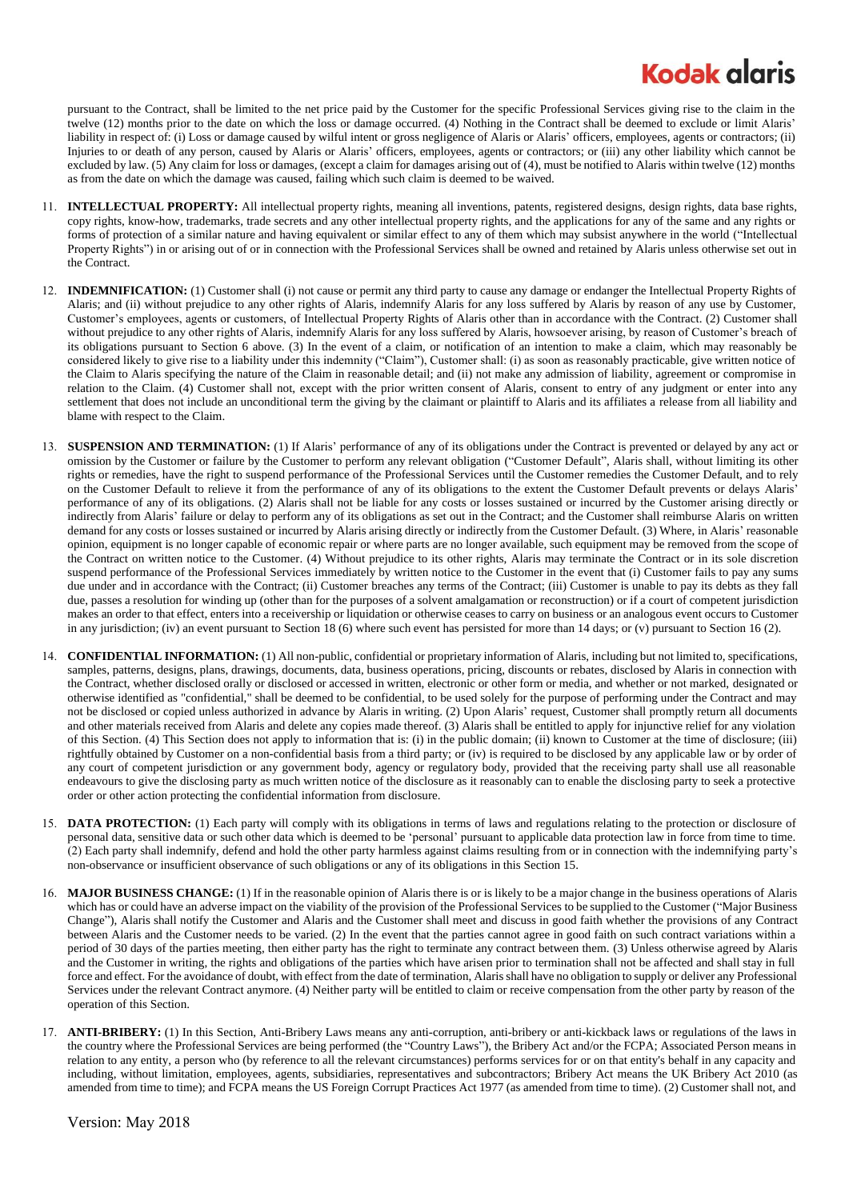pursuant to the Contract, shall be limited to the net price paid by the Customer for the specific Professional Services giving rise to the claim in the twelve (12) months prior to the date on which the loss or damage occurred. (4) Nothing in the Contract shall be deemed to exclude or limit Alaris' liability in respect of: (i) Loss or damage caused by wilful intent or gross negligence of Alaris or Alaris' officers, employees, agents or contractors; (ii) Injuries to or death of any person, caused by Alaris or Alaris' officers, employees, agents or contractors; or (iii) any other liability which cannot be excluded by law. (5) Any claim for loss or damages, (except a claim for damages arising out of (4), must be notified to Alaris within twelve (12) months as from the date on which the damage was caused, failing which such claim is deemed to be waived.

11. **INTELLECTUAL PROPERTY:** All intellectual property rights, meaning all inventions, patents, registered designs, design rights, data base rights, copy rights, know-how, trademarks, trade secrets and any other intellectual property rights, and the applications for any of the same and any rights or forms of protection of a similar nature and having equivalent or similar effect to any of them which may subsist anywhere in the world ("Intellectual Property Rights") in or arising out of or in connection with the Professional Services shall be owned and retained by Alaris unless otherwise set out in the Contract.

12. **INDEMNIFICATION:** (1) Customer shall (i) not cause or permit any third party to cause any damage or endanger the Intellectual Property Rights of Alaris; and (ii) without prejudice to any other rights of Alaris, indemnify Alaris for any loss suffered by Alaris by reason of any use by Customer, Customer's employees, agents or customers, of Intellectual Property Rights of Alaris other than in accordance with the Contract. (2) Customer shall without prejudice to any other rights of Alaris, indemnify Alaris for any loss suffered by Alaris, howsoever arising, by reason of Customer's breach of its obligations pursuant to Section 6 above. (3) In the event of a claim, or notification of an intention to make a claim, which may reasonably be considered likely to give rise to a liability under this indemnity ("Claim"), Customer shall: (i) as soon as reasonably practicable, give written notice of the Claim to Alaris specifying the nature of the Claim in reasonable detail; and (ii) not make any admission of liability, agreement or compromise in relation to the Claim. (4) Customer shall not, except with the prior written consent of Alaris, consent to entry of any judgment or enter into any settlement that does not include an unconditional term the giving by the claimant or plaintiff to Alaris and its affiliates a release from all liability and blame with respect to the Claim.

13. **SUSPENSION AND TERMINATION:** (1) If Alaris' performance of any of its obligations under the Contract is prevented or delayed by any act or omission by the Customer or failure by the Customer to perform any relevant obligation ("Customer Default", Alaris shall, without limiting its other rights or remedies, have the right to suspend performance of the Professional Services until the Customer remedies the Customer Default, and to rely on the Customer Default to relieve it from the performance of any of its obligations to the extent the Customer Default prevents or delays Alaris' performance of any of its obligations. (2) Alaris shall not be liable for any costs or losses sustained or incurred by the Customer arising directly or indirectly from Alaris' failure or delay to perform any of its obligations as set out in the Contract; and the Customer shall reimburse Alaris on written demand for any costs or losses sustained or incurred by Alaris arising directly or indirectly from the Customer Default. (3) Where, in Alaris' reasonable opinion, equipment is no longer capable of economic repair or where parts are no longer available, such equipment may be removed from the scope of the Contract on written notice to the Customer. (4) Without prejudice to its other rights, Alaris may terminate the Contract or in its sole discretion suspend performance of the Professional Services immediately by written notice to the Customer in the event that (i) Customer fails to pay any sums due under and in accordance with the Contract; (ii) Customer breaches any terms of the Contract; (iii) Customer is unable to pay its debts as they fall due, passes a resolution for winding up (other than for the purposes of a solvent amalgamation or reconstruction) or if a court of competent jurisdiction makes an order to that effect, enters into a receivership or liquidation or otherwise ceases to carry on business or an analogous event occurs to Customer in any jurisdiction; (iv) an event pursuant to Section 18 (6) where such event has persisted for more than 14 days; or (v) pursuant to Section 16 (2).

14. **CONFIDENTIAL INFORMATION:** (1) All non-public, confidential or proprietary information of Alaris, including but not limited to, specifications, samples, patterns, designs, plans, drawings, documents, data, business operations, pricing, discounts or rebates, disclosed by Alaris in connection with the Contract, whether disclosed orally or disclosed or accessed in written, electronic or other form or media, and whether or not marked, designated or otherwise identified as "confidential," shall be deemed to be confidential, to be used solely for the purpose of performing under the Contract and may not be disclosed or copied unless authorized in advance by Alaris in writing. (2) Upon Alaris' request, Customer shall promptly return all documents and other materials received from Alaris and delete any copies made thereof. (3) Alaris shall be entitled to apply for injunctive relief for any violation of this Section. (4) This Section does not apply to information that is: (i) in the public domain; (ii) known to Customer at the time of disclosure; (iii) rightfully obtained by Customer on a non-confidential basis from a third party; or (iv) is required to be disclosed by any applicable law or by order of any court of competent jurisdiction or any government body, agency or regulatory body, provided that the receiving party shall use all reasonable endeavours to give the disclosing party as much written notice of the disclosure as it reasonably can to enable the disclosing party to seek a protective order or other action protecting the confidential information from disclosure.

15. **DATA PROTECTION:** (1) Each party will comply with its obligations in terms of laws and regulations relating to the protection or disclosure of personal data, sensitive data or such other data which is deemed to be 'personal' pursuant to applicable data protection law in force from time to time. (2) Each party shall indemnify, defend and hold the other party harmless against claims resulting from or in connection with the indemnifying party's non-observance or insufficient observance of such obligations or any of its obligations in this Section 15.

16. **MAJOR BUSINESS CHANGE:** (1) If in the reasonable opinion of Alaris there is or is likely to be a major change in the business operations of Alaris which has or could have an adverse impact on the viability of the provision of the Professional Services to be supplied to the Customer ("Major Business Change"), Alaris shall notify the Customer and Alaris and the Customer shall meet and discuss in good faith whether the provisions of any Contract between Alaris and the Customer needs to be varied. (2) In the event that the parties cannot agree in good faith on such contract variations within a period of 30 days of the parties meeting, then either party has the right to terminate any contract between them. (3) Unless otherwise agreed by Alaris and the Customer in writing, the rights and obligations of the parties which have arisen prior to termination shall not be affected and shall stay in full force and effect. For the avoidance of doubt, with effect from the date of termination, Alaris shall have no obligation to supply or deliver any Professional Services under the relevant Contract anymore. (4) Neither party will be entitled to claim or receive compensation from the other party by reason of the operation of this Section.

17. **ANTI-BRIBERY:** (1) In this Section, Anti-Bribery Laws means any anti-corruption, anti-bribery or anti-kickback laws or regulations of the laws in the country where the Professional Services are being performed (the "Country Laws"), the Bribery Act and/or the FCPA; Associated Person means in relation to any entity, a person who (by reference to all the relevant circumstances) performs services for or on that entity's behalf in any capacity and including, without limitation, employees, agents, subsidiaries, representatives and subcontractors; Bribery Act means the UK Bribery Act 2010 (as amended from time to time); and FCPA means the US Foreign Corrupt Practices Act 1977 (as amended from time to time). (2) Customer shall not, and

Version: May 2018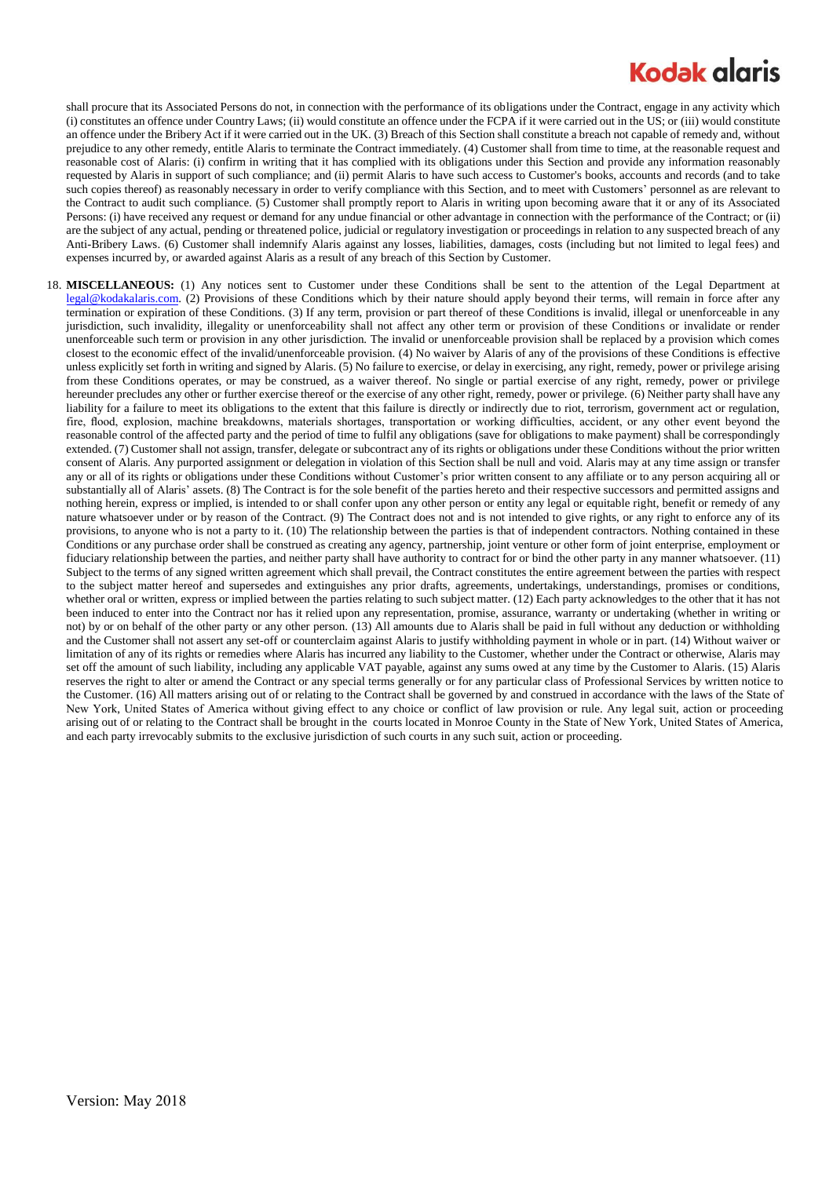shall procure that its Associated Persons do not, in connection with the performance of its obligations under the Contract, engage in any activity which (i) constitutes an offence under Country Laws; (ii) would constitute an offence under the FCPA if it were carried out in the US; or (iii) would constitute an offence under the Bribery Act if it were carried out in the UK. (3) Breach of this Section shall constitute a breach not capable of remedy and, without prejudice to any other remedy, entitle Alaris to terminate the Contract immediately. (4) Customer shall from time to time, at the reasonable request and reasonable cost of Alaris: (i) confirm in writing that it has complied with its obligations under this Section and provide any information reasonably requested by Alaris in support of such compliance; and (ii) permit Alaris to have such access to Customer's books, accounts and records (and to take such copies thereof) as reasonably necessary in order to verify compliance with this Section, and to meet with Customers' personnel as are relevant to the Contract to audit such compliance. (5) Customer shall promptly report to Alaris in writing upon becoming aware that it or any of its Associated Persons: (i) have received any request or demand for any undue financial or other advantage in connection with the performance of the Contract; or (ii) are the subject of any actual, pending or threatened police, judicial or regulatory investigation or proceedings in relation to any suspected breach of any Anti-Bribery Laws. (6) Customer shall indemnify Alaris against any losses, liabilities, damages, costs (including but not limited to legal fees) and expenses incurred by, or awarded against Alaris as a result of any breach of this Section by Customer.

18. **MISCELLANEOUS:** (1) Any notices sent to Customer under these Conditions shall be sent to the attention of the Legal Department at legal@kodakalaris.com. (2) Provisions of these Conditions which by their nature should apply beyond their terms, will remain in force after any termination or expiration of these Conditions. (3) If any term, provision or part thereof of these Conditions is invalid, illegal or unenforceable in any jurisdiction, such invalidity, illegality or unenforceability shall not affect any other term or provision of these Conditions or invalidate or render unenforceable such term or provision in any other jurisdiction. The invalid or unenforceable provision shall be replaced by a provision which comes closest to the economic effect of the invalid/unenforceable provision. (4) No waiver by Alaris of any of the provisions of these Conditions is effective unless explicitly set forth in writing and signed by Alaris. (5) No failure to exercise, or delay in exercising, any right, remedy, power or privilege arising from these Conditions operates, or may be construed, as a waiver thereof. No single or partial exercise of any right, remedy, power or privilege hereunder precludes any other or further exercise thereof or the exercise of any other right, remedy, power or privilege. (6) Neither party shall have any liability for a failure to meet its obligations to the extent that this failure is directly or indirectly due to riot, terrorism, government act or regulation, fire, flood, explosion, machine breakdowns, materials shortages, transportation or working difficulties, accident, or any other event beyond the reasonable control of the affected party and the period of time to fulfil any obligations (save for obligations to make payment) shall be correspondingly extended. (7) Customer shall not assign, transfer, delegate or subcontract any of its rights or obligations under these Conditions without the prior written consent of Alaris. Any purported assignment or delegation in violation of this Section shall be null and void. Alaris may at any time assign or transfer any or all of its rights or obligations under these Conditions without Customer's prior written consent to any affiliate or to any person acquiring all or substantially all of Alaris' assets. (8) The Contract is for the sole benefit of the parties hereto and their respective successors and permitted assigns and nothing herein, express or implied, is intended to or shall confer upon any other person or entity any legal or equitable right, benefit or remedy of any nature whatsoever under or by reason of the Contract. (9) The Contract does not and is not intended to give rights, or any right to enforce any of its provisions, to anyone who is not a party to it. (10) The relationship between the parties is that of independent contractors. Nothing contained in these Conditions or any purchase order shall be construed as creating any agency, partnership, joint venture or other form of joint enterprise, employment or fiduciary relationship between the parties, and neither party shall have authority to contract for or bind the other party in any manner whatsoever. (11) Subject to the terms of any signed written agreement which shall prevail, the Contract constitutes the entire agreement between the parties with respect to the subject matter hereof and supersedes and extinguishes any prior drafts, agreements, undertakings, understandings, promises or conditions, whether oral or written, express or implied between the parties relating to such subject matter. (12) Each party acknowledges to the other that it has not been induced to enter into the Contract nor has it relied upon any representation, promise, assurance, warranty or undertaking (whether in writing or not) by or on behalf of the other party or any other person. (13) All amounts due to Alaris shall be paid in full without any deduction or withholding and the Customer shall not assert any set-off or counterclaim against Alaris to justify withholding payment in whole or in part. (14) Without waiver or limitation of any of its rights or remedies where Alaris has incurred any liability to the Customer, whether under the Contract or otherwise, Alaris may set off the amount of such liability, including any applicable VAT payable, against any sums owed at any time by the Customer to Alaris. (15) Alaris reserves the right to alter or amend the Contract or any special terms generally or for any particular class of Professional Services by written notice to the Customer. (16) All matters arising out of or relating to the Contract shall be governed by and construed in accordance with the laws of the State of New York, United States of America without giving effect to any choice or conflict of law provision or rule. Any legal suit, action or proceeding arising out of or relating to the Contract shall be brought in the courts located in Monroe County in the State of New York, United States of America, and each party irrevocably submits to the exclusive jurisdiction of such courts in any such suit, action or proceeding.

Version: May 2018